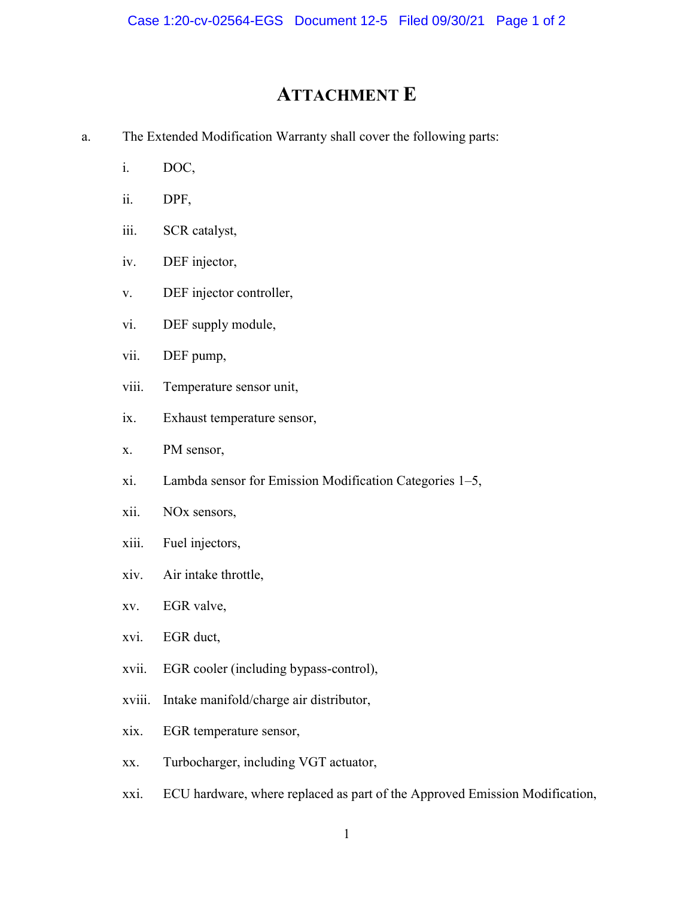# Attachment E

a. The Extended Modification Warranty shall cover the following parts:

i. DOC,

ii. DPF,

iii. SCR catalyst,

iv. DEF injector,

v. DEF injector controller,

vi. DEF supply module,

vii. DEF pump,

viii. Temperature sensor unit,

ix. Exhaust temperature sensor,

x. PM sensor,

xi. Lambda sensor for Emission Modification Categories 1–5,

xii. NOx sensors,

xiii. Fuel injectors,

xiv. Air intake throttle,

xv. EGR valve,

xvi. EGR duct,

xvii. EGR cooler (including bypass-control),

xviii. Intake manifold/charge air distributor,

xix. EGR temperature sensor,

xx. Turbocharger, including VGT actuator,

xxi. ECU hardware, where replaced as part of the Approved Emission Modification,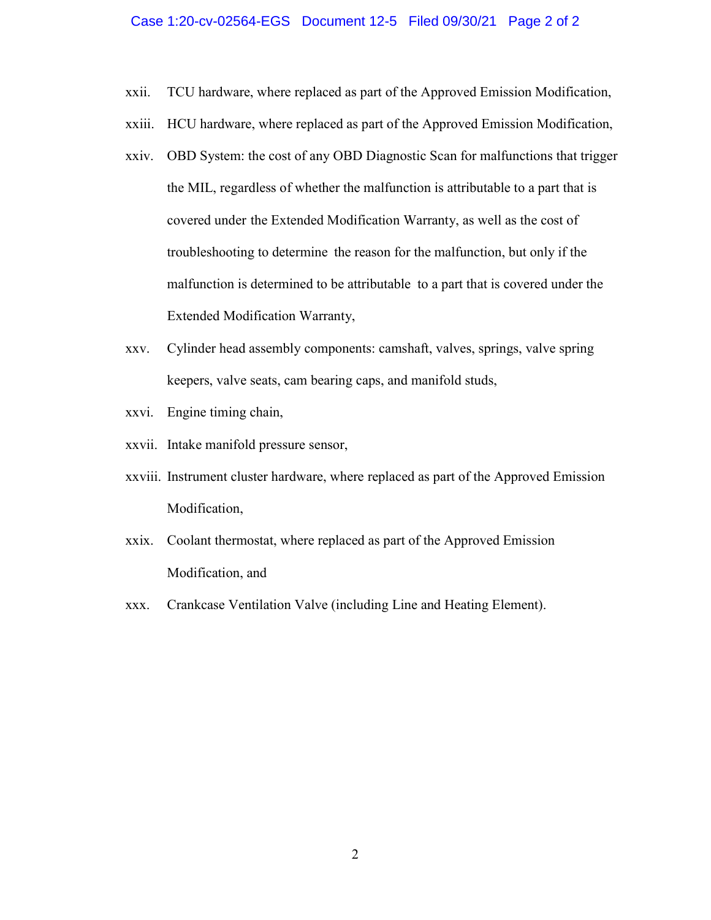xxii. TCU hardware, where replaced as part of the Approved Emission Modification,

xxiii. HCU hardware, where replaced as part of the Approved Emission Modification,

xxiv. OBD System: the cost of any OBD Diagnostic Scan for malfunctions that trigger the MIL, regardless of whether the malfunction is attributable to a part that is covered under the Extended Modification Warranty, as well as the cost of troubleshooting to determine the reason for the malfunction, but only if the malfunction is determined to be attributable to a part that is covered under the Extended Modification Warranty,

xxv. Cylinder head assembly components: camshaft, valves, springs, valve spring keepers, valve seats, cam bearing caps, and manifold studs,

xxvi. Engine timing chain,

xxvii. Intake manifold pressure sensor,

xxviii. Instrument cluster hardware, where replaced as part of the Approved Emission Modification,

xxix. Coolant thermostat, where replaced as part of the Approved Emission Modification, and

xxx. Crankcase Ventilation Valve (including Line and Heating Element).